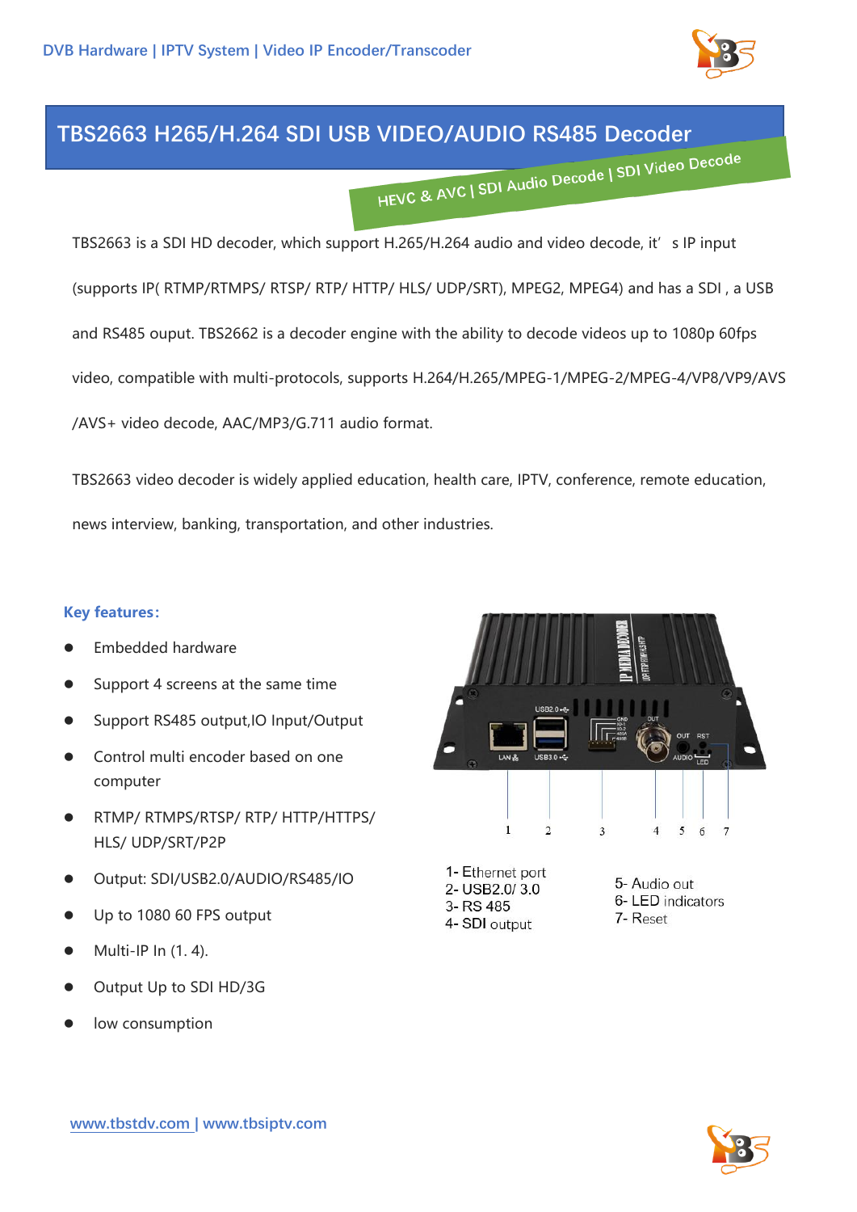DVB Hardware | IPTV System | Video IP Encoder/Transcoder

# TBS2663 H265/H.264 SDI USB VIDEO/AUDIO RS485 Decoder

HEVC & AVC | SDI Audio Decode | SDI Video Decode

TBS2663 is a SDI HD decoder, which support H.265/H.264 audio and video decode, it' s IP input (supports IP( RTMP/RTMPS/ RTSP/ RTP/ HTTP/ HLS/ UDP/SRT), MPEG2, MPEG4) and has a SDI , a USB and RS485 ouput. TBS2662 is a decoder engine with the ability to decode videos up to 1080p 60fps video, compatible with multi-protocols, supports H.264/H.265/MPEG-1/MPEG-2/MPEG-4/VP8/VP9/AVS /AVS+ video decode, AAC/MP3/G.711 audio format.

TBS2663 video decoder is widely applied education, health care, IPTV, conference, remote education, news interview, banking, transportation, and other industries.

**Key features:**

- Embedded hardware
- Support 4 screens at the same time
- Support RS485 output,IO Input/Output
- Control multi encoder based on one computer
- RTMP/ RTMPS/RTSP/ RTP/ HTTP/HTTPS/ HLS/ UDP/SRT/P2P
- Output: SDI/USB2.0/AUDIO/RS485/IO
- Up to 1080 60 FPS output
- Multi-IP In (1. 4).
- Output Up to SDI HD/3G
- low consumption

1- Ethernet port
2- USB2.0/ 3.0
3- RS 485
4- SDI output
5- Audio out
6- LED indicators
7- Reset

www.tbstdv.com | www.tbsiptv.com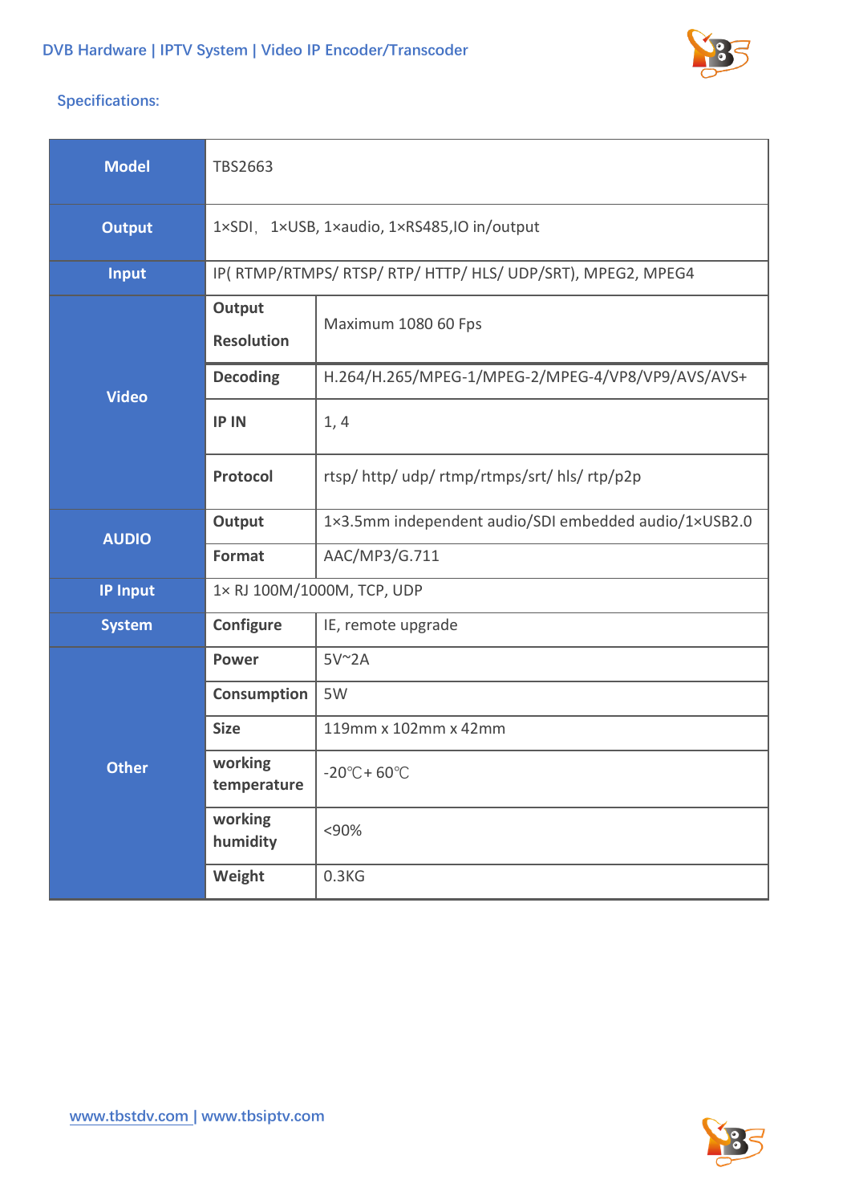## Specifications:

| | | |
|---|---|---|
| **Model** | TBS2663 | |
| **Output** | 1×SDI、1×USB, 1×audio, 1×RS485,IO in/output | |
| **Input** | IP( RTMP/RTMPS/ RTSP/ RTP/ HTTP/ HLS/ UDP/SRT), MPEG2, MPEG4 | |
| **Video** | **Output Resolution** | Maximum 1080 60 Fps |
| | **Decoding** | H.264/H.265/MPEG-1/MPEG-2/MPEG-4/VP8/VP9/AVS/AVS+ |
| | **IP IN** | 1, 4 |
| | **Protocol** | rtsp/ http/ udp/ rtmp/rtmps/srt/ hls/ rtp/p2p |
| **AUDIO** | **Output** | 1×3.5mm independent audio/SDI embedded audio/1×USB2.0 |
| | **Format** | AAC/MP3/G.711 |
| **IP Input** | 1× RJ 100M/1000M, TCP, UDP | |
| **System** | **Configure** | IE, remote upgrade |
| **Other** | **Power** | 5V~2A |
| | **Consumption** | 5W |
| | **Size** | 119mm x 102mm x 42mm |
| | **working temperature** | -20℃+ 60℃ |
| | **working humidity** | <90% |
| | **Weight** | 0.3KG |